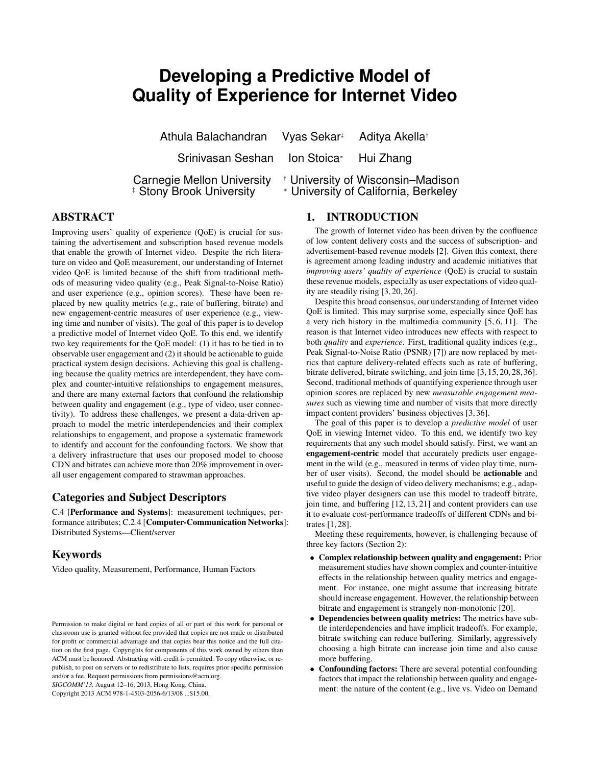# Developing a Predictive Model of Quality of Experience for Internet Video

Athula Balachandran Vyas Sekar[‡] Aditya Akella[†]

Srinivasan Seshan Ion Stoica[*] Hui Zhang

Carnegie Mellon University [†] University of Wisconsin–Madison
[‡] Stony Brook University [*] University of California, Berkeley

## ABSTRACT

Improving users' quality of experience (QoE) is crucial for sustaining the advertisement and subscription based revenue models that enable the growth of Internet video. Despite the rich literature on video and QoE measurement, our understanding of Internet video QoE is limited because of the shift from traditional methods of measuring video quality (e.g., Peak Signal-to-Noise Ratio) and user experience (e.g., opinion scores). These have been replaced by new quality metrics (e.g., rate of buffering, bitrate) and new engagement-centric measures of user experience (e.g., viewing time and number of visits). The goal of this paper is to develop a predictive model of Internet video QoE. To this end, we identify two key requirements for the QoE model: (1) it has to be tied in to observable user engagement and (2) it should be actionable to guide practical system design decisions. Achieving this goal is challenging because the quality metrics are interdependent, they have complex and counter-intuitive relationships to engagement measures, and there are many external factors that confound the relationship between quality and engagement (e.g., type of video, user connectivity). To address these challenges, we present a data-driven approach to model the metric interdependencies and their complex relationships to engagement, and propose a systematic framework to identify and account for the confounding factors. We show that a delivery infrastructure that uses our proposed model to choose CDN and bitrates can achieve more than 20% improvement in overall user engagement compared to strawman approaches.

## Categories and Subject Descriptors

C.4 [**Performance and Systems**]: measurement techniques, performance attributes; C.2.4 [**Computer-Communication Networks**]: Distributed Systems—Client/server

## Keywords

Video quality, Measurement, Performance, Human Factors

Permission to make digital or hard copies of all or part of this work for personal or classroom use is granted without fee provided that copies are not made or distributed for profit or commercial advantage and that copies bear this notice and the full citation on the first page. Copyrights for components of this work owned by others than ACM must be honored. Abstracting with credit is permitted. To copy otherwise, or republish, to post on servers or to redistribute to lists, requires prior specific permission and/or a fee. Request permissions from permissions@acm.org.
*SIGCOMM'13,* August 12–16, 2013, Hong Kong, China.
Copyright 2013 ACM 978-1-4503-2056-6/13/08 ...$15.00.

## 1. INTRODUCTION

The growth of Internet video has been driven by the confluence of low content delivery costs and the success of subscription- and advertisement-based revenue models [2]. Given this context, there is agreement among leading industry and academic initiatives that *improving users' quality of experience* (QoE) is crucial to sustain these revenue models, especially as user expectations of video quality are steadily rising [3, 20, 26].

Despite this broad consensus, our understanding of Internet video QoE is limited. This may surprise some, especially since QoE has a very rich history in the multimedia community [5, 6, 11]. The reason is that Internet video introduces new effects with respect to both *quality* and *experience*. First, traditional quality indices (e.g., Peak Signal-to-Noise Ratio (PSNR) [7]) are now replaced by metrics that capture delivery-related effects such as rate of buffering, bitrate delivered, bitrate switching, and join time [3, 15, 20, 28, 36]. Second, traditional methods of quantifying experience through user opinion scores are replaced by new *measurable engagement measures* such as viewing time and number of visits that more directly impact content providers' business objectives [3, 36].

The goal of this paper is to develop a *predictive model* of user QoE in viewing Internet video. To this end, we identify two key requirements that any such model should satisfy. First, we want an **engagement-centric** model that accurately predicts user engagement in the wild (e.g., measured in terms of video play time, number of user visits). Second, the model should be **actionable** and useful to guide the design of video delivery mechanisms; e.g., adaptive video player designers can use this model to tradeoff bitrate, join time, and buffering [12, 13, 21] and content providers can use it to evaluate cost-performance tradeoffs of different CDNs and bitrates [1, 28].

Meeting these requirements, however, is challenging because of three key factors (Section 2):

- **Complex relationship between quality and engagement:** Prior measurement studies have shown complex and counter-intuitive effects in the relationship between quality metrics and engagement. For instance, one might assume that increasing bitrate should increase engagement. However, the relationship between bitrate and engagement is strangely non-monotonic [20].
- **Dependencies between quality metrics:** The metrics have subtle interdependencies and have implicit tradeoffs. For example, bitrate switching can reduce buffering. Similarly, aggressively choosing a high bitrate can increase join time and also cause more buffering.
- **Confounding factors:** There are several potential confounding factors that impact the relationship between quality and engagement: the nature of the content (e.g., live vs. Video on Demand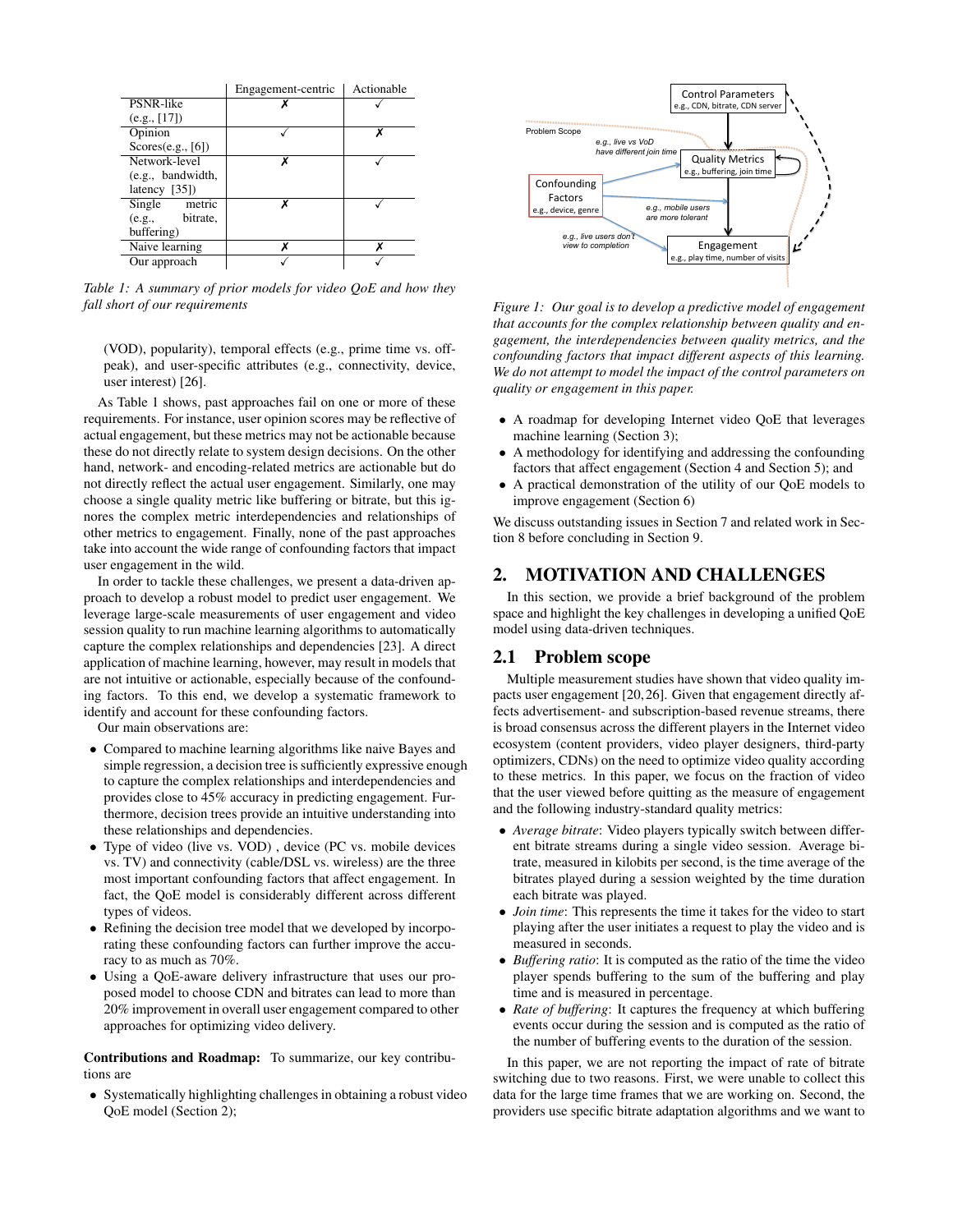| | Engagement-centric | Actionable |
|---|---|---|
| PSNR-like (e.g., [17]) | ✗ | ✓ |
| Opinion Scores(e.g., [6]) | ✓ | ✗ |
| Network-level (e.g., bandwidth, latency [35]) | ✗ | ✓ |
| Single metric (e.g., bitrate, buffering) | ✗ | ✓ |
| Naive learning | ✗ | ✗ |
| Our approach | ✓ | ✓ |

*Table 1: A summary of prior models for video QoE and how they fall short of our requirements*

(VOD), popularity), temporal effects (e.g., prime time vs. off-peak), and user-specific attributes (e.g., connectivity, device, user interest) [26].

As Table 1 shows, past approaches fail on one or more of these requirements. For instance, user opinion scores may be reflective of actual engagement, but these metrics may not be actionable because these do not directly relate to system design decisions. On the other hand, network- and encoding-related metrics are actionable but do not directly reflect the actual user engagement. Similarly, one may choose a single quality metric like buffering or bitrate, but this ignores the complex metric interdependencies and relationships of other metrics to engagement. Finally, none of the past approaches take into account the wide range of confounding factors that impact user engagement in the wild.

In order to tackle these challenges, we present a data-driven approach to develop a robust model to predict user engagement. We leverage large-scale measurements of user engagement and video session quality to run machine learning algorithms to automatically capture the complex relationships and dependencies [23]. A direct application of machine learning, however, may result in models that are not intuitive or actionable, especially because of the confounding factors. To this end, we develop a systematic framework to identify and account for these confounding factors.

Our main observations are:

- Compared to machine learning algorithms like naive Bayes and simple regression, a decision tree is sufficiently expressive enough to capture the complex relationships and interdependencies and provides close to 45% accuracy in predicting engagement. Furthermore, decision trees provide an intuitive understanding into these relationships and dependencies.
- Type of video (live vs. VOD) , device (PC vs. mobile devices vs. TV) and connectivity (cable/DSL vs. wireless) are the three most important confounding factors that affect engagement. In fact, the QoE model is considerably different across different types of videos.
- Refining the decision tree model that we developed by incorporating these confounding factors can further improve the accuracy to as much as 70%.
- Using a QoE-aware delivery infrastructure that uses our proposed model to choose CDN and bitrates can lead to more than 20% improvement in overall user engagement compared to other approaches for optimizing video delivery.

**Contributions and Roadmap:** To summarize, our key contributions are

- Systematically highlighting challenges in obtaining a robust video QoE model (Section 2);

Control Parameters
e.g., CDN, bitrate, CDN server
Problem Scope
e.g., live vs VoD have different join time
Quality Metrics
e.g., buffering, join time
Confounding Factors
e.g., device, genre
e.g., mobile users are more tolerant
e.g., live users don't view to completion
Engagement
e.g., play time, number of visits

*Figure 1: Our goal is to develop a predictive model of engagement that accounts for the complex relationship between quality and engagement, the interdependencies between quality metrics, and the confounding factors that impact different aspects of this learning. We do not attempt to model the impact of the control parameters on quality or engagement in this paper.*

- A roadmap for developing Internet video QoE that leverages machine learning (Section 3);
- A methodology for identifying and addressing the confounding factors that affect engagement (Section 4 and Section 5); and
- A practical demonstration of the utility of our QoE models to improve engagement (Section 6)

We discuss outstanding issues in Section 7 and related work in Section 8 before concluding in Section 9.

## 2. MOTIVATION AND CHALLENGES

In this section, we provide a brief background of the problem space and highlight the key challenges in developing a unified QoE model using data-driven techniques.

### 2.1 Problem scope

Multiple measurement studies have shown that video quality impacts user engagement [20, 26]. Given that engagement directly affects advertisement- and subscription-based revenue streams, there is broad consensus across the different players in the Internet video ecosystem (content providers, video player designers, third-party optimizers, CDNs) on the need to optimize video quality according to these metrics. In this paper, we focus on the fraction of video that the user viewed before quitting as the measure of engagement and the following industry-standard quality metrics:

- *Average bitrate*: Video players typically switch between different bitrate streams during a single video session. Average bitrate, measured in kilobits per second, is the time average of the bitrates played during a session weighted by the time duration each bitrate was played.
- *Join time*: This represents the time it takes for the video to start playing after the user initiates a request to play the video and is measured in seconds.
- *Buffering ratio*: It is computed as the ratio of the time the video player spends buffering to the sum of the buffering and play time and is measured in percentage.
- *Rate of buffering*: It captures the frequency at which buffering events occur during the session and is computed as the ratio of the number of buffering events to the duration of the session.

In this paper, we are not reporting the impact of rate of bitrate switching due to two reasons. First, we were unable to collect this data for the large time frames that we are working on. Second, the providers use specific bitrate adaptation algorithms and we want to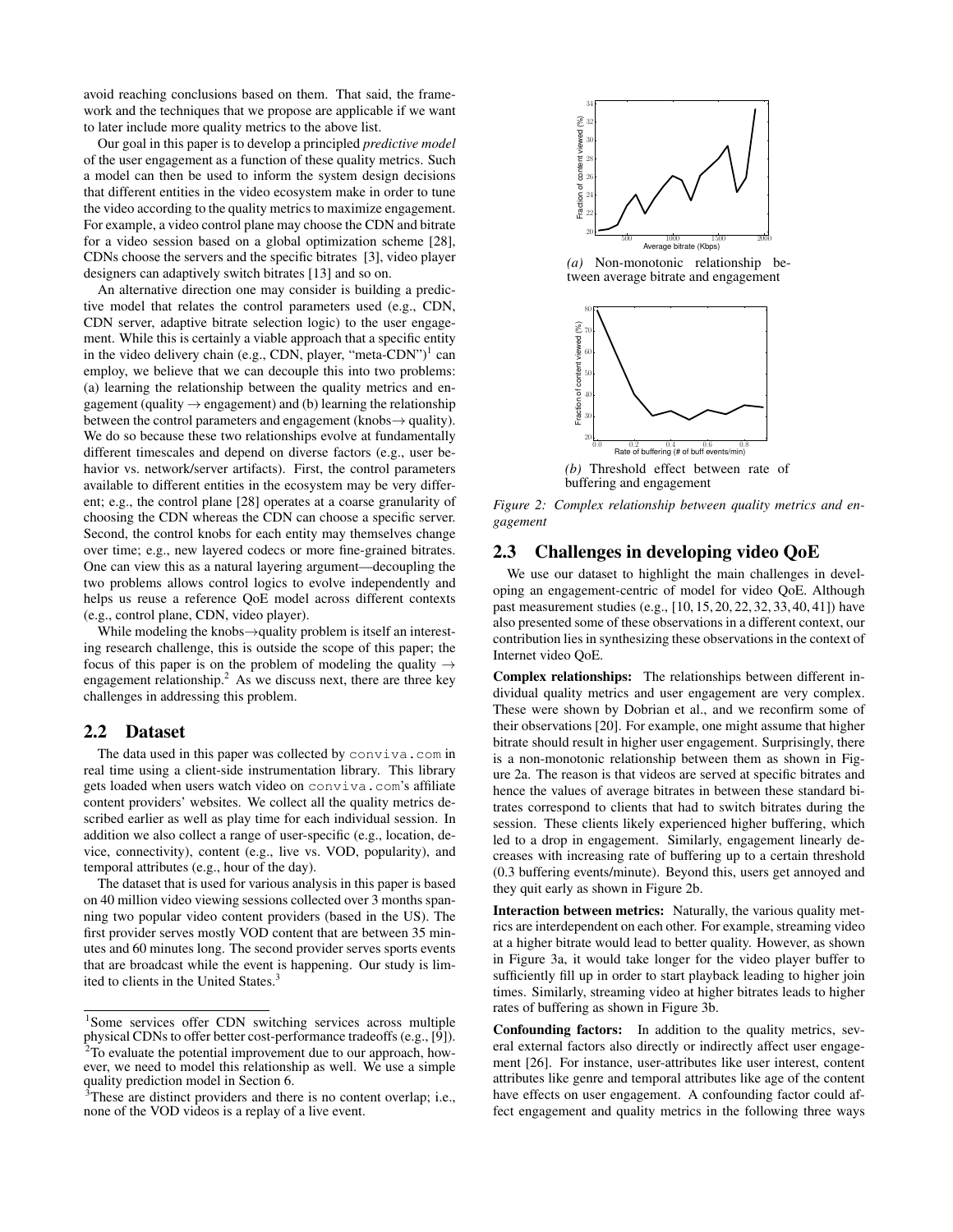avoid reaching conclusions based on them. That said, the framework and the techniques that we propose are applicable if we want to later include more quality metrics to the above list.

Our goal in this paper is to develop a principled *predictive model* of the user engagement as a function of these quality metrics. Such a model can then be used to inform the system design decisions that different entities in the video ecosystem make in order to tune the video according to the quality metrics to maximize engagement. For example, a video control plane may choose the CDN and bitrate for a video session based on a global optimization scheme [28], CDNs choose the servers and the specific bitrates [3], video player designers can adaptively switch bitrates [13] and so on.

An alternative direction one may consider is building a predictive model that relates the control parameters used (e.g., CDN, CDN server, adaptive bitrate selection logic) to the user engagement. While this is certainly a viable approach that a specific entity in the video delivery chain (e.g., CDN, player, "meta-CDN")[1] can employ, we believe that we can decouple this into two problems: (a) learning the relationship between the quality metrics and engagement (quality → engagement) and (b) learning the relationship between the control parameters and engagement (knobs→ quality). We do so because these two relationships evolve at fundamentally different timescales and depend on diverse factors (e.g., user behavior vs. network/server artifacts). First, the control parameters available to different entities in the ecosystem may be very different; e.g., the control plane [28] operates at a coarse granularity of choosing the CDN whereas the CDN can choose a specific server. Second, the control knobs for each entity may themselves change over time; e.g., new layered codecs or more fine-grained bitrates. One can view this as a natural layering argument—decoupling the two problems allows control logics to evolve independently and helps us reuse a reference QoE model across different contexts (e.g., control plane, CDN, video player).

While modeling the knobs→quality problem is itself an interesting research challenge, this is outside the scope of this paper; the focus of this paper is on the problem of modeling the quality → engagement relationship.[2] As we discuss next, there are three key challenges in addressing this problem.

## 2.2 Dataset

The data used in this paper was collected by `conviva.com` in real time using a client-side instrumentation library. This library gets loaded when users watch video on `conviva.com`'s affiliate content providers' websites. We collect all the quality metrics described earlier as well as play time for each individual session. In addition we also collect a range of user-specific (e.g., location, device, connectivity), content (e.g., live vs. VOD, popularity), and temporal attributes (e.g., hour of the day).

The dataset that is used for various analysis in this paper is based on 40 million video viewing sessions collected over 3 months spanning two popular video content providers (based in the US). The first provider serves mostly VOD content that are between 35 minutes and 60 minutes long. The second provider serves sports events that are broadcast while the event is happening. Our study is limited to clients in the United States.[3]

[1] Some services offer CDN switching services across multiple physical CDNs to offer better cost-performance tradeoffs (e.g., [9]).

[2] To evaluate the potential improvement due to our approach, however, we need to model this relationship as well. We use a simple quality prediction model in Section 6.

[3] These are distinct providers and there is no content overlap; i.e., none of the VOD videos is a replay of a live event.

Fraction of content viewed (%)
34
32
30
28
26
24
22
20
500 1000 1500 2000
Average bitrate (Kbps)

*(a)* Non-monotonic relationship between average bitrate and engagement

Fraction of content viewed (%)
80
70
60
50
40
30
20
0.0 0.2 0.4 0.6 0.8
Rate of buffering (# of buff events/min)

*(b)* Threshold effect between rate of buffering and engagement

*Figure 2: Complex relationship between quality metrics and engagement*

## 2.3 Challenges in developing video QoE

We use our dataset to highlight the main challenges in developing an engagement-centric of model for video QoE. Although past measurement studies (e.g., [10, 15, 20, 22, 32, 33, 40, 41]) have also presented some of these observations in a different context, our contribution lies in synthesizing these observations in the context of Internet video QoE.

**Complex relationships:** The relationships between different individual quality metrics and user engagement are very complex. These were shown by Dobrian et al., and we reconfirm some of their observations [20]. For example, one might assume that higher bitrate should result in higher user engagement. Surprisingly, there is a non-monotonic relationship between them as shown in Figure 2a. The reason is that videos are served at specific bitrates and hence the values of average bitrates in between these standard bitrates correspond to clients that had to switch bitrates during the session. These clients likely experienced higher buffering, which led to a drop in engagement. Similarly, engagement linearly decreases with increasing rate of buffering up to a certain threshold (0.3 buffering events/minute). Beyond this, users get annoyed and they quit early as shown in Figure 2b.

**Interaction between metrics:** Naturally, the various quality metrics are interdependent on each other. For example, streaming video at a higher bitrate would lead to better quality. However, as shown in Figure 3a, it would take longer for the video player buffer to sufficiently fill up in order to start playback leading to higher join times. Similarly, streaming video at higher bitrates leads to higher rates of buffering as shown in Figure 3b.

**Confounding factors:** In addition to the quality metrics, several external factors also directly or indirectly affect user engagement [26]. For instance, user-attributes like user interest, content attributes like genre and temporal attributes like age of the content have effects on user engagement. A confounding factor could affect engagement and quality metrics in the following three ways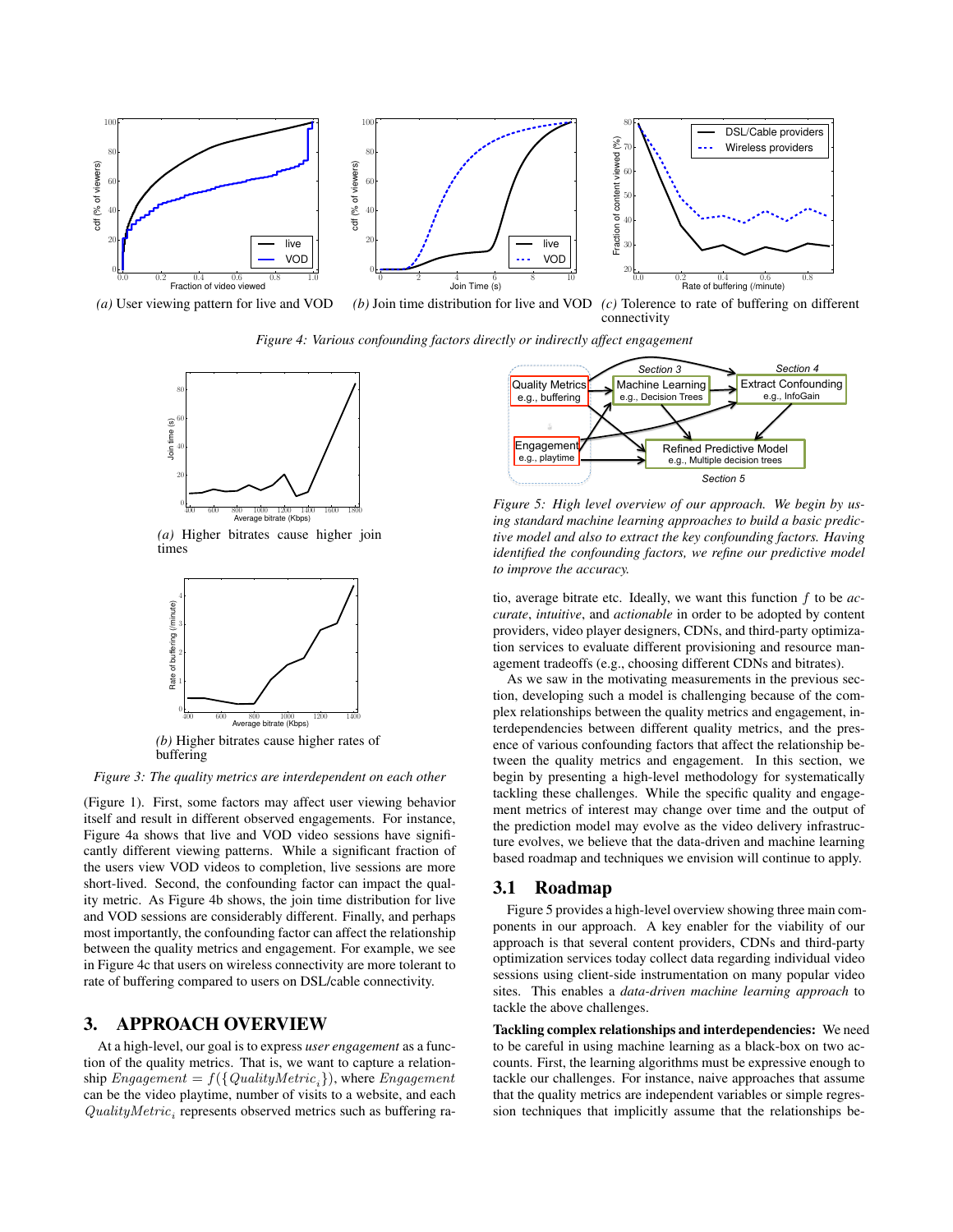cdf (% of viewers)
100
80
60
40
20
0
0.0 0.2 0.4 0.6 0.8 1.0
Fraction of video viewed
live
VOD

*(a)* User viewing pattern for live and VOD

cdf (% of viewers)
100
80
60
40
20
0
0 2 4 6 8 10
Join Time (s)
live
VOD

*(b)* Join time distribution for live and VOD

Fraction of content viewed (%)
80
70
60
50
40
30
20
0.0 0.2 0.4 0.6 0.8
Rate of buffering (/minute)
DSL/Cable providers
Wireless providers

*(c)* Tolerence to rate of buffering on different connectivity

*Figure 4: Various confounding factors directly or indirectly affect engagement*

Join time (s)
80
60
40
20
0
400 600 800 1000 1200 1400 1600 1800
Average bitrate (Kbps)

*(a)* Higher bitrates cause higher join times

Rate of buffering (/minute)
4
3
2
1
0
400 600 800 1000 1200 1400
Average bitrate (Kbps)

*(b)* Higher bitrates cause higher rates of buffering

*Figure 3: The quality metrics are interdependent on each other*

(Figure 1). First, some factors may affect user viewing behavior itself and result in different observed engagements. For instance, Figure 4a shows that live and VOD video sessions have significantly different viewing patterns. While a significant fraction of the users view VOD videos to completion, live sessions are more short-lived. Second, the confounding factor can impact the quality metric. As Figure 4b shows, the join time distribution for live and VOD sessions are considerably different. Finally, and perhaps most importantly, the confounding factor can affect the relationship between the quality metrics and engagement. For example, we see in Figure 4c that users on wireless connectivity are more tolerant to rate of buffering compared to users on DSL/cable connectivity.

## 3. APPROACH OVERVIEW

At a high-level, our goal is to express *user engagement* as a function of the quality metrics. That is, we want to capture a relationship $Engagement = f(\{QualityMetric_i\})$, where $Engagement$ can be the video playtime, number of visits to a website, and each $QualityMetric_i$ represents observed metrics such as buffering ratio, average bitrate etc. Ideally, we want this function $f$ to be *accurate*, *intuitive*, and *actionable* in order to be adopted by content providers, video player designers, CDNs, and third-party optimization services to evaluate different provisioning and resource management tradeoffs (e.g., choosing different CDNs and bitrates).

Section 3
Section 4
Quality Metrics
e.g., buffering
Machine Learning
e.g., Decision Trees
Extract Confounding
e.g., InfoGain
Engagement
e.g., playtime
Refined Predictive Model
e.g., Multiple decision trees
Section 5

*Figure 5: High level overview of our approach. We begin by using standard machine learning approaches to build a basic predictive model and also to extract the key confounding factors. Having identified the confounding factors, we refine our predictive model to improve the accuracy.*

As we saw in the motivating measurements in the previous section, developing such a model is challenging because of the complex relationships between the quality metrics and engagement, interdependencies between different quality metrics, and the presence of various confounding factors that affect the relationship between the quality metrics and engagement. In this section, we begin by presenting a high-level methodology for systematically tackling these challenges. While the specific quality and engagement metrics of interest may change over time and the output of the prediction model may evolve as the video delivery infrastructure evolves, we believe that the data-driven and machine learning based roadmap and techniques we envision will continue to apply.

### 3.1 Roadmap

Figure 5 provides a high-level overview showing three main components in our approach. A key enabler for the viability of our approach is that several content providers, CDNs and third-party optimization services today collect data regarding individual video sessions using client-side instrumentation on many popular video sites. This enables a *data-driven machine learning approach* to tackle the above challenges.

**Tackling complex relationships and interdependencies:** We need to be careful in using machine learning as a black-box on two accounts. First, the learning algorithms must be expressive enough to tackle our challenges. For instance, naive approaches that assume that the quality metrics are independent variables or simple regression techniques that implicitly assume that the relationships be-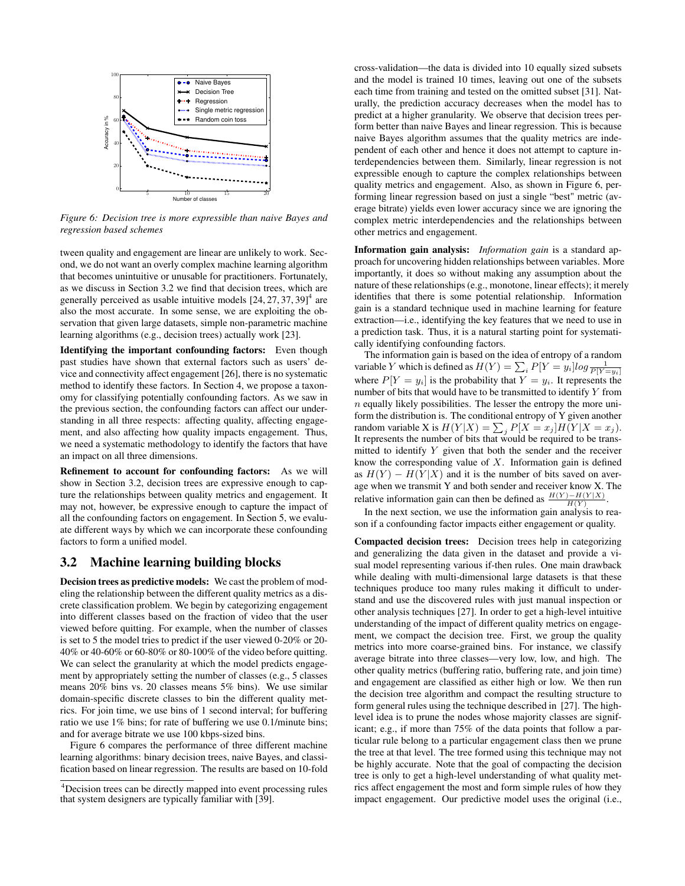Figure 6: Decision tree is more expressible than naive Bayes and regression based schemes

tween quality and engagement are linear are unlikely to work. Second, we do not want an overly complex machine learning algorithm that becomes unintuitive or unusable for practitioners. Fortunately, as we discuss in Section 3.2 we find that decision trees, which are generally perceived as usable intuitive models [24, 27, 37, 39][4] are also the most accurate. In some sense, we are exploiting the observation that given large datasets, simple non-parametric machine learning algorithms (e.g., decision trees) actually work [23].

**Identifying the important confounding factors:** Even though past studies have shown that external factors such as users' device and connectivity affect engagement [26], there is no systematic method to identify these factors. In Section 4, we propose a taxonomy for classifying potentially confounding factors. As we saw in the previous section, the confounding factors can affect our understanding in all three respects: affecting quality, affecting engagement, and also affecting how quality impacts engagement. Thus, we need a systematic methodology to identify the factors that have an impact on all three dimensions.

**Refinement to account for confounding factors:** As we will show in Section 3.2, decision trees are expressive enough to capture the relationships between quality metrics and engagement. It may not, however, be expressive enough to capture the impact of all the confounding factors on engagement. In Section 5, we evaluate different ways by which we can incorporate these confounding factors to form a unified model.

## 3.2 Machine learning building blocks

**Decision trees as predictive models:** We cast the problem of modeling the relationship between the different quality metrics as a discrete classification problem. We begin by categorizing engagement into different classes based on the fraction of video that the user viewed before quitting. For example, when the number of classes is set to 5 the model tries to predict if the user viewed 0-20% or 20-40% or 40-60% or 60-80% or 80-100% of the video before quitting. We can select the granularity at which the model predicts engagement by appropriately setting the number of classes (e.g., 5 classes means 20% bins vs. 20 classes means 5% bins). We use similar domain-specific discrete classes to bin the different quality metrics. For join time, we use bins of 1 second interval; for buffering ratio we use 1% bins; for rate of buffering we use 0.1/minute bins; and for average bitrate we use 100 kbps-sized bins.

Figure 6 compares the performance of three different machine learning algorithms: binary decision trees, naive Bayes, and classification based on linear regression. The results are based on 10-fold cross-validation—the data is divided into 10 equally sized subsets and the model is trained 10 times, leaving out one of the subsets each time from training and tested on the omitted subset [31]. Naturally, the prediction accuracy decreases when the model has to predict at a higher granularity. We observe that decision trees perform better than naive Bayes and linear regression. This is because naive Bayes algorithm assumes that the quality metrics are independent of each other and hence it does not attempt to capture interdependencies between them. Similarly, linear regression is not expressible enough to capture the complex relationships between quality metrics and engagement. Also, as shown in Figure 6, performing linear regression based on just a single "best" metric (average bitrate) yields even lower accuracy since we are ignoring the complex metric interdependencies and the relationships between other metrics and engagement.

**Information gain analysis:** *Information gain* is a standard approach for uncovering hidden relationships between variables. More importantly, it does so without making any assumption about the nature of these relationships (e.g., monotone, linear effects); it merely identifies that there is some potential relationship. Information gain is a standard technique used in machine learning for feature extraction—i.e., identifying the key features that we need to use in a prediction task. Thus, it is a natural starting point for systematically identifying confounding factors.

The information gain is based on the idea of entropy of a random variable $Y$ which is defined as $H(Y) = \sum_i P[Y = y_i] log \frac{1}{P[Y=y_i]}$ where $P[Y = y_i]$ is the probability that $Y = y_i$. It represents the number of bits that would have to be transmitted to identify $Y$ from $n$ equally likely possibilities. The lesser the entropy the more uniform the distribution is. The conditional entropy of Y given another random variable X is $H(Y|X) = \sum_j P[X = x_j]H(Y|X = x_j)$. It represents the number of bits that would be required to be transmitted to identify $Y$ given that both the sender and the receiver know the corresponding value of $X$. Information gain is defined as $H(Y) - H(Y|X)$ and it is the number of bits saved on average when we transmit Y and both sender and receiver know X. The relative information gain can then be defined as $\frac{H(Y)-H(Y|X)}{H(Y)}$.

In the next section, we use the information gain analysis to reason if a confounding factor impacts either engagement or quality.

**Compacted decision trees:** Decision trees help in categorizing and generalizing the data given in the dataset and provide a visual model representing various if-then rules. One main drawback while dealing with multi-dimensional large datasets is that these techniques produce too many rules making it difficult to understand and use the discovered rules with just manual inspection or other analysis techniques [27]. In order to get a high-level intuitive understanding of the impact of different quality metrics on engagement, we compact the decision tree. First, we group the quality metrics into more coarse-grained bins. For instance, we classify average bitrate into three classes—very low, low, and high. The other quality metrics (buffering ratio, buffering rate, and join time) and engagement are classified as either high or low. We then run the decision tree algorithm and compact the resulting structure to form general rules using the technique described in [27]. The high-level idea is to prune the nodes whose majority classes are significant; e.g., if more than 75% of the data points that follow a particular rule belong to a particular engagement class then we prune the tree at that level. The tree formed using this technique may not be highly accurate. Note that the goal of compacting the decision tree is only to get a high-level understanding of what quality metrics affect engagement the most and form simple rules of how they impact engagement. Our predictive model uses the original (i.e.,

[4] Decision trees can be directly mapped into event processing rules that system designers are typically familiar with [39].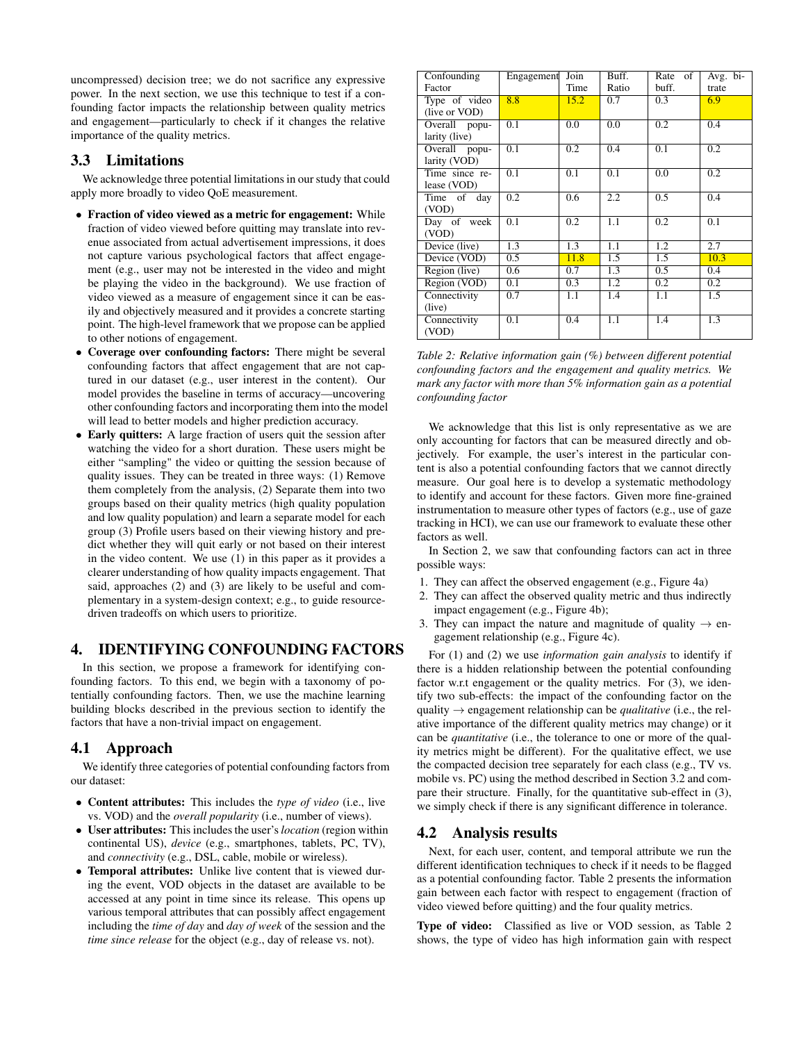uncompressed) decision tree; we do not sacrifice any expressive power. In the next section, we use this technique to test if a confounding factor impacts the relationship between quality metrics and engagement—particularly to check if it changes the relative importance of the quality metrics.

## 3.3 Limitations

We acknowledge three potential limitations in our study that could apply more broadly to video QoE measurement.

- **Fraction of video viewed as a metric for engagement:** While fraction of video viewed before quitting may translate into revenue associated from actual advertisement impressions, it does not capture various psychological factors that affect engagement (e.g., user may not be interested in the video and might be playing the video in the background). We use fraction of video viewed as a measure of engagement since it can be easily and objectively measured and it provides a concrete starting point. The high-level framework that we propose can be applied to other notions of engagement.
- **Coverage over confounding factors:** There might be several confounding factors that affect engagement that are not captured in our dataset (e.g., user interest in the content). Our model provides the baseline in terms of accuracy—uncovering other confounding factors and incorporating them into the model will lead to better models and higher prediction accuracy.
- **Early quitters:** A large fraction of users quit the session after watching the video for a short duration. These users might be either "sampling" the video or quitting the session because of quality issues. They can be treated in three ways: (1) Remove them completely from the analysis, (2) Separate them into two groups based on their quality metrics (high quality population and low quality population) and learn a separate model for each group (3) Profile users based on their viewing history and predict whether they will quit early or not based on their interest in the video content. We use (1) in this paper as it provides a clearer understanding of how quality impacts engagement. That said, approaches (2) and (3) are likely to be useful and complementary in a system-design context; e.g., to guide resource-driven tradeoffs on which users to prioritize.

# 4. IDENTIFYING CONFOUNDING FACTORS

In this section, we propose a framework for identifying confounding factors. To this end, we begin with a taxonomy of potentially confounding factors. Then, we use the machine learning building blocks described in the previous section to identify the factors that have a non-trivial impact on engagement.

## 4.1 Approach

We identify three categories of potential confounding factors from our dataset:

- **Content attributes:** This includes the *type of video* (i.e., live vs. VOD) and the *overall popularity* (i.e., number of views).
- **User attributes:** This includes the user's *location* (region within continental US), *device* (e.g., smartphones, tablets, PC, TV), and *connectivity* (e.g., DSL, cable, mobile or wireless).
- **Temporal attributes:** Unlike live content that is viewed during the event, VOD objects in the dataset are available to be accessed at any point in time since its release. This opens up various temporal attributes that can possibly affect engagement including the *time of day* and *day of week* of the session and the *time since release* for the object (e.g., day of release vs. not).

| Confounding Factor | Engagement | Join Time | Buff. Ratio | Rate of buff. | Avg. bitrate |
|---|---|---|---|---|---|
| Type of video (live or VOD) | 8.8 | 15.2 | 0.7 | 0.3 | 6.9 |
| Overall popularity (live) | 0.1 | 0.0 | 0.0 | 0.2 | 0.4 |
| Overall popularity (VOD) | 0.1 | 0.2 | 0.4 | 0.1 | 0.2 |
| Time since release (VOD) | 0.1 | 0.1 | 0.1 | 0.0 | 0.2 |
| Time of day (VOD) | 0.2 | 0.6 | 2.2 | 0.5 | 0.4 |
| Day of week (VOD) | 0.1 | 0.2 | 1.1 | 0.2 | 0.1 |
| Device (live) | 1.3 | 1.3 | 1.1 | 1.2 | 2.7 |
| Device (VOD) | 0.5 | 11.8 | 1.5 | 1.5 | 10.3 |
| Region (live) | 0.6 | 0.7 | 1.3 | 0.5 | 0.4 |
| Region (VOD) | 0.1 | 0.3 | 1.2 | 0.2 | 0.2 |
| Connectivity (live) | 0.7 | 1.1 | 1.4 | 1.1 | 1.5 |
| Connectivity (VOD) | 0.1 | 0.4 | 1.1 | 1.4 | 1.3 |

*Table 2: Relative information gain (%) between different potential confounding factors and the engagement and quality metrics. We mark any factor with more than 5% information gain as a potential confounding factor*

We acknowledge that this list is only representative as we are only accounting for factors that can be measured directly and objectively. For example, the user's interest in the particular content is also a potential confounding factors that we cannot directly measure. Our goal here is to develop a systematic methodology to identify and account for these factors. Given more fine-grained instrumentation to measure other types of factors (e.g., use of gaze tracking in HCI), we can use our framework to evaluate these other factors as well.

In Section 2, we saw that confounding factors can act in three possible ways:

1. They can affect the observed engagement (e.g., Figure 4a)
2. They can affect the observed quality metric and thus indirectly impact engagement (e.g., Figure 4b);
3. They can impact the nature and magnitude of quality $\rightarrow$ engagement relationship (e.g., Figure 4c).

For (1) and (2) we use *information gain analysis* to identify if there is a hidden relationship between the potential confounding factor w.r.t engagement or the quality metrics. For (3), we identify two sub-effects: the impact of the confounding factor on the quality $\rightarrow$ engagement relationship can be *qualitative* (i.e., the relative importance of the different quality metrics may change) or it can be *quantitative* (i.e., the tolerance to one or more of the quality metrics might be different). For the qualitative effect, we use the compacted decision tree separately for each class (e.g., TV vs. mobile vs. PC) using the method described in Section 3.2 and compare their structure. Finally, for the quantitative sub-effect in (3), we simply check if there is any significant difference in tolerance.

## 4.2 Analysis results

Next, for each user, content, and temporal attribute we run the different identification techniques to check if it needs to be flagged as a potential confounding factor. Table 2 presents the information gain between each factor with respect to engagement (fraction of video viewed before quitting) and the four quality metrics.

**Type of video:** Classified as live or VOD session, as Table 2 shows, the type of video has high information gain with respect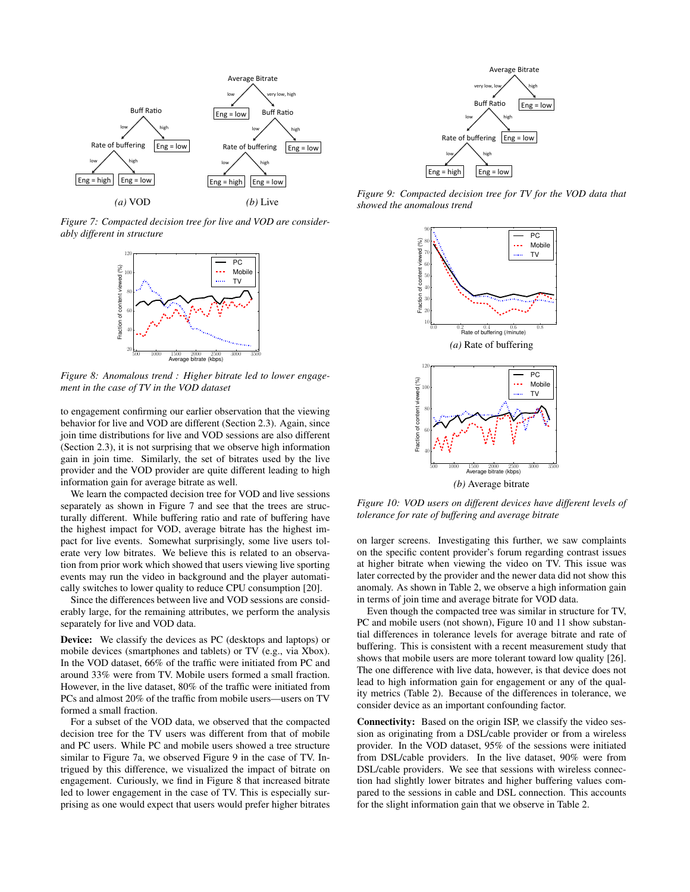*Figure 7: Compacted decision tree for live and VOD are considerably different in structure*

*Figure 8: Anomalous trend : Higher bitrate led to lower engagement in the case of TV in the VOD dataset*

to engagement confirming our earlier observation that the viewing behavior for live and VOD are different (Section 2.3). Again, since join time distributions for live and VOD sessions are also different (Section 2.3), it is not surprising that we observe high information gain in join time. Similarly, the set of bitrates used by the live provider and the VOD provider are quite different leading to high information gain for average bitrate as well.

We learn the compacted decision tree for VOD and live sessions separately as shown in Figure 7 and see that the trees are structurally different. While buffering ratio and rate of buffering have the highest impact for VOD, average bitrate has the highest impact for live events. Somewhat surprisingly, some live users tolerate very low bitrates. We believe this is related to an observation from prior work which showed that users viewing live sporting events may run the video in background and the player automatically switches to lower quality to reduce CPU consumption [20].

Since the differences between live and VOD sessions are considerably large, for the remaining attributes, we perform the analysis separately for live and VOD data.

**Device:** We classify the devices as PC (desktops and laptops) or mobile devices (smartphones and tablets) or TV (e.g., via Xbox). In the VOD dataset, 66% of the traffic were initiated from PC and around 33% were from TV. Mobile users formed a small fraction. However, in the live dataset, 80% of the traffic were initiated from PCs and almost 20% of the traffic from mobile users—users on TV formed a small fraction.

For a subset of the VOD data, we observed that the compacted decision tree for the TV users was different from that of mobile and PC users. While PC and mobile users showed a tree structure similar to Figure 7a, we observed Figure 9 in the case of TV. Intrigued by this difference, we visualized the impact of bitrate on engagement. Curiously, we find in Figure 8 that increased bitrate led to lower engagement in the case of TV. This is especially surprising as one would expect that users would prefer higher bitrates on larger screens. Investigating this further, we saw complaints on the specific content provider's forum regarding contrast issues at higher bitrate when viewing the video on TV. This issue was later corrected by the provider and the newer data did not show this anomaly. As shown in Table 2, we observe a high information gain in terms of join time and average bitrate for VOD data.

*Figure 9: Compacted decision tree for TV for the VOD data that showed the anomalous trend*

*Figure 10: VOD users on different devices have different levels of tolerance for rate of buffering and average bitrate*

Even though the compacted tree was similar in structure for TV, PC and mobile users (not shown), Figure 10 and 11 show substantial differences in tolerance levels for average bitrate and rate of buffering. This is consistent with a recent measurement study that shows that mobile users are more tolerant toward low quality [26]. The one difference with live data, however, is that device does not lead to high information gain for engagement or any of the quality metrics (Table 2). Because of the differences in tolerance, we consider device as an important confounding factor.

**Connectivity:** Based on the origin ISP, we classify the video session as originating from a DSL/cable provider or from a wireless provider. In the VOD dataset, 95% of the sessions were initiated from DSL/cable providers. In the live dataset, 90% were from DSL/cable providers. We see that sessions with wireless connection had slightly lower bitrates and higher buffering values compared to the sessions in cable and DSL connection. This accounts for the slight information gain that we observe in Table 2.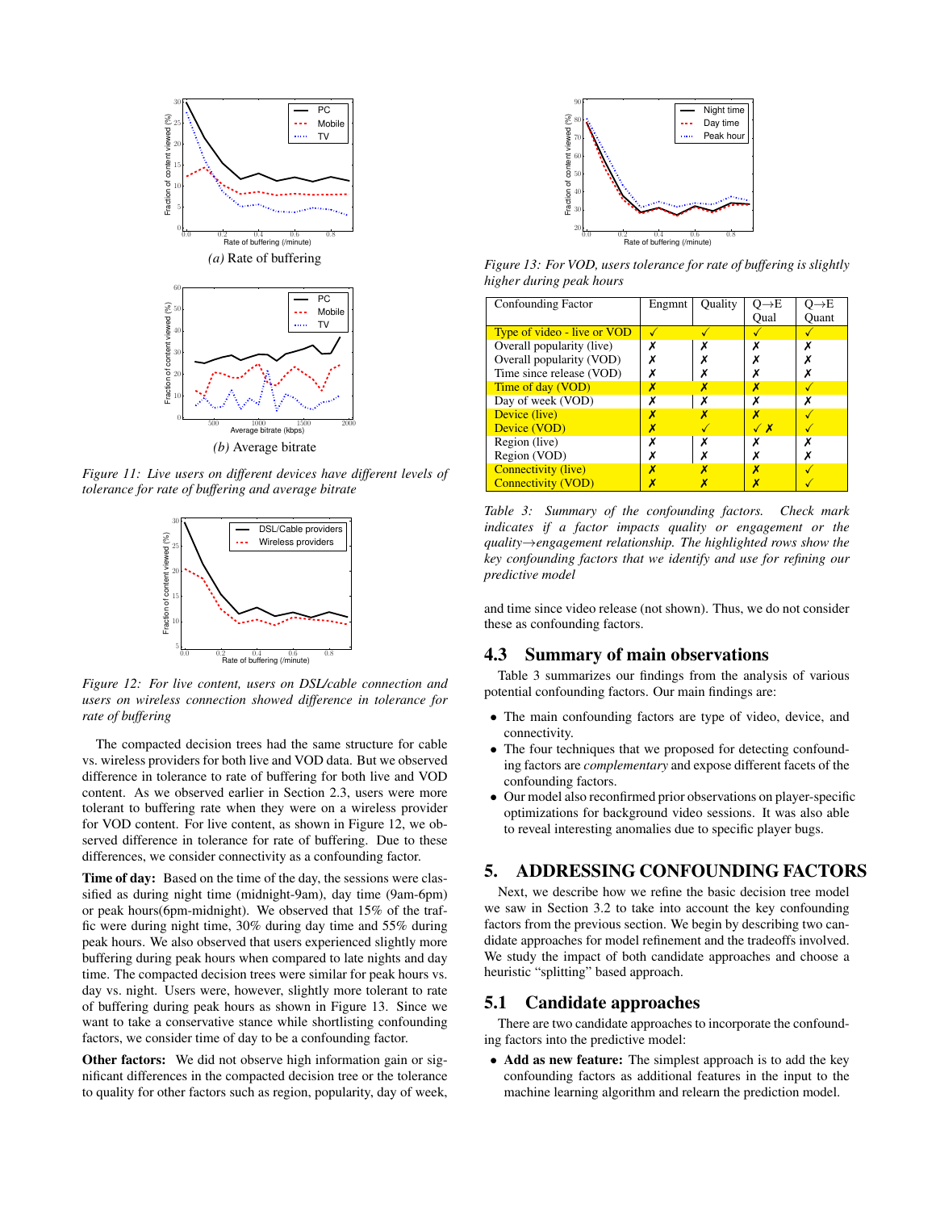*(a) Rate of buffering*

*(b) Average bitrate*

*Figure 11: Live users on different devices have different levels of tolerance for rate of buffering and average bitrate*

*Figure 12: For live content, users on DSL/cable connection and users on wireless connection showed difference in tolerance for rate of buffering*

The compacted decision trees had the same structure for cable vs. wireless providers for both live and VOD data. But we observed difference in tolerance to rate of buffering for both live and VOD content. As we observed earlier in Section 2.3, users were more tolerant to buffering rate when they were on a wireless provider for VOD content. For live content, as shown in Figure 12, we observed difference in tolerance for rate of buffering. Due to these differences, we consider connectivity as a confounding factor.

**Time of day:** Based on the time of the day, the sessions were classified as during night time (midnight-9am), day time (9am-6pm) or peak hours(6pm-midnight). We observed that 15% of the traffic were during night time, 30% during day time and 55% during peak hours. We also observed that users experienced slightly more buffering during peak hours when compared to late nights and day time. The compacted decision trees were similar for peak hours vs. day vs. night. Users were, however, slightly more tolerant to rate of buffering during peak hours as shown in Figure 13. Since we want to take a conservative stance while shortlisting confounding factors, we consider time of day to be a confounding factor.

**Other factors:** We did not observe high information gain or significant differences in the compacted decision tree or the tolerance to quality for other factors such as region, popularity, day of week, and time since video release (not shown). Thus, we do not consider these as confounding factors.

*Figure 13: For VOD, users tolerance for rate of buffering is slightly higher during peak hours*

| Confounding Factor | Engmnt | Quality | Q→E Qual | Q→E Quant |
|---|---|---|---|---|
| Type of video - live or VOD | ✓ | ✓ | ✓ | ✓ |
| Overall popularity (live) | ✗ | ✗ | ✗ | ✗ |
| Overall popularity (VOD) | ✗ | ✗ | ✗ | ✗ |
| Time since release (VOD) | ✗ | ✗ | ✗ | ✗ |
| Time of day (VOD) | ✗ | ✗ | ✗ | ✓ |
| Day of week (VOD) | ✗ | ✗ | ✗ | ✗ |
| Device (live) | ✗ | ✗ | ✗ | ✓ |
| Device (VOD) | ✗ | ✓ | ✓ ✗ | ✓ |
| Region (live) | ✗ | ✗ | ✗ | ✗ |
| Region (VOD) | ✗ | ✗ | ✗ | ✗ |
| Connectivity (live) | ✗ | ✗ | ✗ | ✓ |
| Connectivity (VOD) | ✗ | ✗ | ✗ | ✓ |

*Table 3: Summary of the confounding factors. Check mark indicates if a factor impacts quality or engagement or the quality→engagement relationship. The highlighted rows show the key confounding factors that we identify and use for refining our predictive model*

## 4.3 Summary of main observations

Table 3 summarizes our findings from the analysis of various potential confounding factors. Our main findings are:

- The main confounding factors are type of video, device, and connectivity.
- The four techniques that we proposed for detecting confounding factors are *complementary* and expose different facets of the confounding factors.
- Our model also reconfirmed prior observations on player-specific optimizations for background video sessions. It was also able to reveal interesting anomalies due to specific player bugs.

# 5. ADDRESSING CONFOUNDING FACTORS

Next, we describe how we refine the basic decision tree model we saw in Section 3.2 to take into account the key confounding factors from the previous section. We begin by describing two candidate approaches for model refinement and the tradeoffs involved. We study the impact of both candidate approaches and choose a heuristic "splitting" based approach.

## 5.1 Candidate approaches

There are two candidate approaches to incorporate the confounding factors into the predictive model:

- **Add as new feature:** The simplest approach is to add the key confounding factors as additional features in the input to the machine learning algorithm and relearn the prediction model.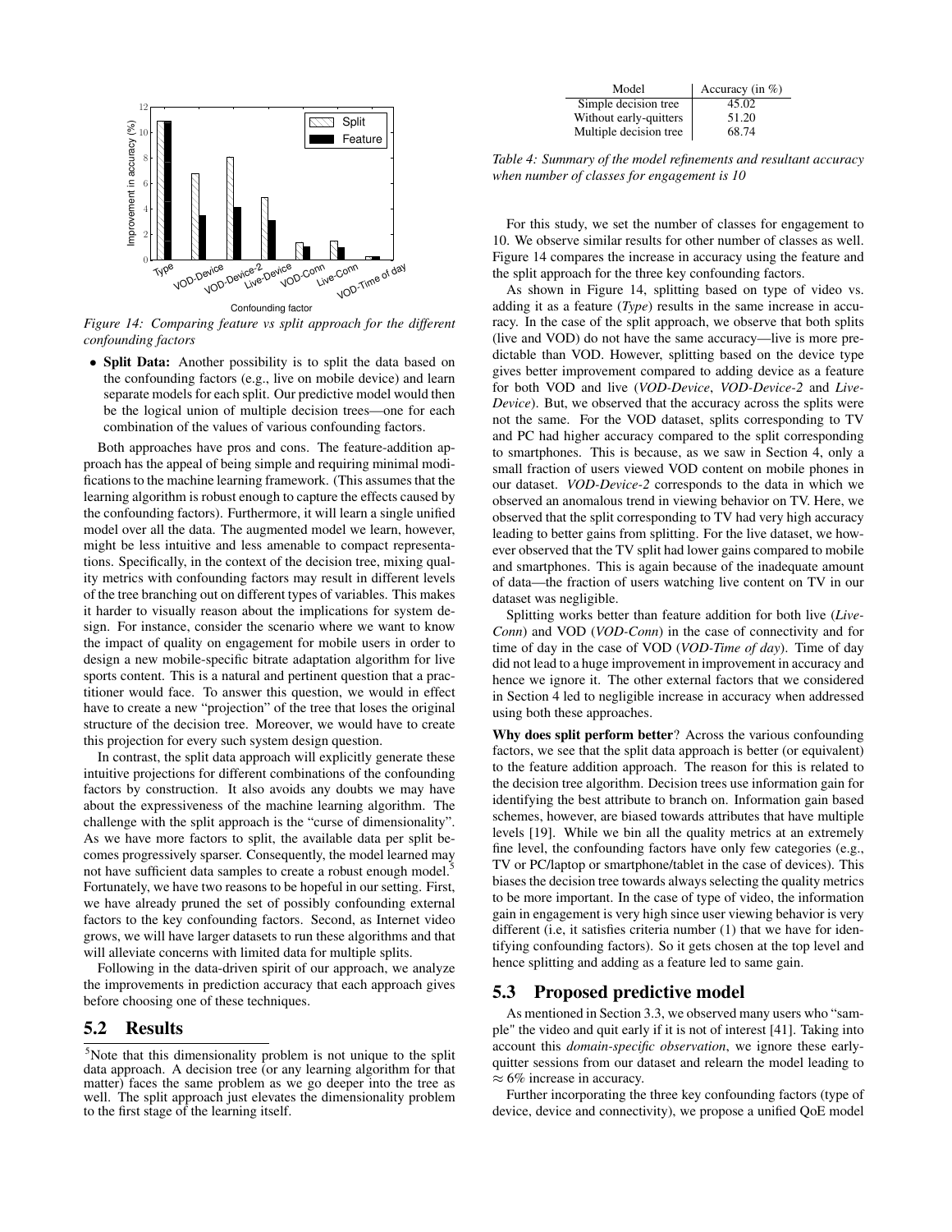12
10
8
6
4
2
0

Improvement in accuracy (%)

Split
Feature

Type
VOD-Device
VOD-Device-2
Live-Device
VOD-Conn
Live-Conn
VOD-Time of day

Confounding factor

*Figure 14: Comparing feature vs split approach for the different confounding factors*

- **Split Data:** Another possibility is to split the data based on the confounding factors (e.g., live on mobile device) and learn separate models for each split. Our predictive model would then be the logical union of multiple decision trees—one for each combination of the values of various confounding factors.

Both approaches have pros and cons. The feature-addition approach has the appeal of being simple and requiring minimal modifications to the machine learning framework. (This assumes that the learning algorithm is robust enough to capture the effects caused by the confounding factors). Furthermore, it will learn a single unified model over all the data. The augmented model we learn, however, might be less intuitive and less amenable to compact representations. Specifically, in the context of the decision tree, mixing quality metrics with confounding factors may result in different levels of the tree branching out on different types of variables. This makes it harder to visually reason about the implications for system design. For instance, consider the scenario where we want to know the impact of quality on engagement for mobile users in order to design a new mobile-specific bitrate adaptation algorithm for live sports content. This is a natural and pertinent question that a practitioner would face. To answer this question, we would in effect have to create a new "projection" of the tree that loses the original structure of the decision tree. Moreover, we would have to create this projection for every such system design question.

In contrast, the split data approach will explicitly generate these intuitive projections for different combinations of the confounding factors by construction. It also avoids any doubts we may have about the expressiveness of the machine learning algorithm. The challenge with the split approach is the "curse of dimensionality". As we have more factors to split, the available data per split becomes progressively sparser. Consequently, the model learned may not have sufficient data samples to create a robust enough model.[5] Fortunately, we have two reasons to be hopeful in our setting. First, we have already pruned the set of possibly confounding external factors to the key confounding factors. Second, as Internet video grows, we will have larger datasets to run these algorithms and that will alleviate concerns with limited data for multiple splits.

Following in the data-driven spirit of our approach, we analyze the improvements in prediction accuracy that each approach gives before choosing one of these techniques.

## 5.2 Results

| Model | Accuracy (in %) |
|---|---|
| Simple decision tree | 45.02 |
| Without early-quitters | 51.20 |
| Multiple decision tree | 68.74 |

*Table 4: Summary of the model refinements and resultant accuracy when number of classes for engagement is 10*

For this study, we set the number of classes for engagement to 10. We observe similar results for other number of classes as well. Figure 14 compares the increase in accuracy using the feature and the split approach for the three key confounding factors.

As shown in Figure 14, splitting based on type of video vs. adding it as a feature (*Type*) results in the same increase in accuracy. In the case of the split approach, we observe that both splits (live and VOD) do not have the same accuracy—live is more predictable than VOD. However, splitting based on the device type gives better improvement compared to adding device as a feature for both VOD and live (*VOD-Device*, *VOD-Device-2* and *Live-Device*). But, we observed that the accuracy across the splits were not the same. For the VOD dataset, splits corresponding to TV and PC had higher accuracy compared to the split corresponding to smartphones. This is because, as we saw in Section 4, only a small fraction of users viewed VOD content on mobile phones in our dataset. *VOD-Device-2* corresponds to the data in which we observed an anomalous trend in viewing behavior on TV. Here, we observed that the split corresponding to TV had very high accuracy leading to better gains from splitting. For the live dataset, we however observed that the TV split had lower gains compared to mobile and smartphones. This is again because of the inadequate amount of data—the fraction of users watching live content on TV in our dataset was negligible.

Splitting works better than feature addition for both live (*Live-Conn*) and VOD (*VOD-Conn*) in the case of connectivity and for time of day in the case of VOD (*VOD-Time of day*). Time of day did not lead to a huge improvement in improvement in accuracy and hence we ignore it. The other external factors that we considered in Section 4 led to negligible increase in accuracy when addressed using both these approaches.

**Why does split perform better**? Across the various confounding factors, we see that the split data approach is better (or equivalent) to the feature addition approach. The reason for this is related to the decision tree algorithm. Decision trees use information gain for identifying the best attribute to branch on. Information gain based schemes, however, are biased towards attributes that have multiple levels [19]. While we bin all the quality metrics at an extremely fine level, the confounding factors have only few categories (e.g., TV or PC/laptop or smartphone/tablet in the case of devices). This biases the decision tree towards always selecting the quality metrics to be more important. In the case of type of video, the information gain in engagement is very high since user viewing behavior is very different (i.e, it satisfies criteria number (1) that we have for identifying confounding factors). So it gets chosen at the top level and hence splitting and adding as a feature led to same gain.

## 5.3 Proposed predictive model

As mentioned in Section 3.3, we observed many users who "sample" the video and quit early if it is not of interest [41]. Taking into account this *domain-specific observation*, we ignore these early-quitter sessions from our dataset and relearn the model leading to $\approx 6\%$ increase in accuracy.

Further incorporating the three key confounding factors (type of device, device and connectivity), we propose a unified QoE model

[5] Note that this dimensionality problem is not unique to the split data approach. A decision tree (or any learning algorithm for that matter) faces the same problem as we go deeper into the tree as well. The split approach just elevates the dimensionality problem to the first stage of the learning itself.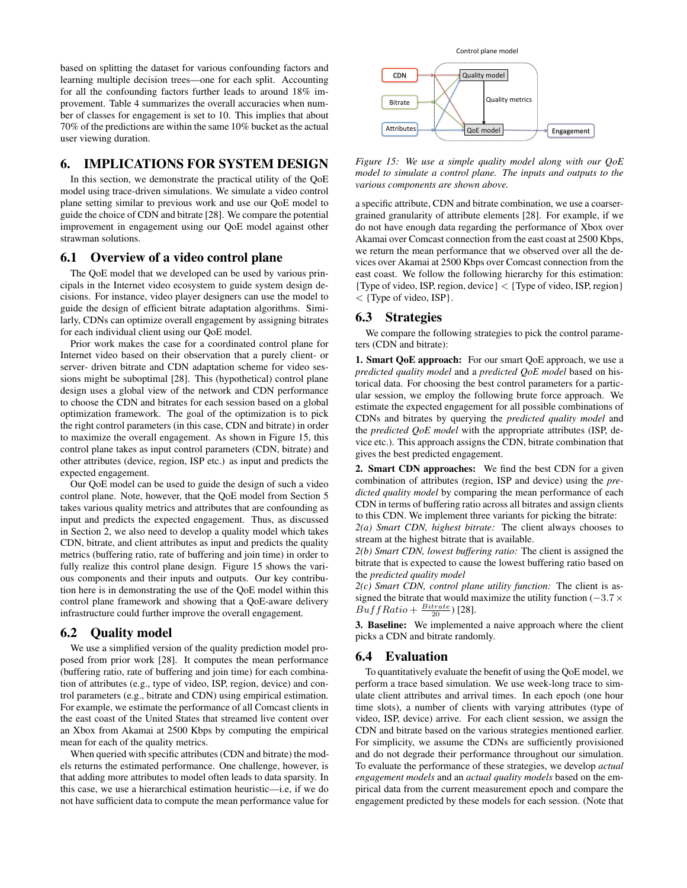based on splitting the dataset for various confounding factors and learning multiple decision trees—one for each split. Accounting for all the confounding factors further leads to around 18% improvement. Table 4 summarizes the overall accuracies when number of classes for engagement is set to 10. This implies that about 70% of the predictions are within the same 10% bucket as the actual user viewing duration.

# 6. IMPLICATIONS FOR SYSTEM DESIGN

In this section, we demonstrate the practical utility of the QoE model using trace-driven simulations. We simulate a video control plane setting similar to previous work and use our QoE model to guide the choice of CDN and bitrate [28]. We compare the potential improvement in engagement using our QoE model against other strawman solutions.

## 6.1 Overview of a video control plane

The QoE model that we developed can be used by various principals in the Internet video ecosystem to guide system design decisions. For instance, video player designers can use the model to guide the design of efficient bitrate adaptation algorithms. Similarly, CDNs can optimize overall engagement by assigning bitrates for each individual client using our QoE model.

Prior work makes the case for a coordinated control plane for Internet video based on their observation that a purely client- or server- driven bitrate and CDN adaptation scheme for video sessions might be suboptimal [28]. This (hypothetical) control plane design uses a global view of the network and CDN performance to choose the CDN and bitrates for each session based on a global optimization framework. The goal of the optimization is to pick the right control parameters (in this case, CDN and bitrate) in order to maximize the overall engagement. As shown in Figure 15, this control plane takes as input control parameters (CDN, bitrate) and other attributes (device, region, ISP etc.) as input and predicts the expected engagement.

Our QoE model can be used to guide the design of such a video control plane. Note, however, that the QoE model from Section 5 takes various quality metrics and attributes that are confounding as input and predicts the expected engagement. Thus, as discussed in Section 2, we also need to develop a quality model which takes CDN, bitrate, and client attributes as input and predicts the quality metrics (buffering ratio, rate of buffering and join time) in order to fully realize this control plane design. Figure 15 shows the various components and their inputs and outputs. Our key contribution here is in demonstrating the use of the QoE model within this control plane framework and showing that a QoE-aware delivery infrastructure could further improve the overall engagement.

## 6.2 Quality model

We use a simplified version of the quality prediction model proposed from prior work [28]. It computes the mean performance (buffering ratio, rate of buffering and join time) for each combination of attributes (e.g., type of video, ISP, region, device) and control parameters (e.g., bitrate and CDN) using empirical estimation. For example, we estimate the performance of all Comcast clients in the east coast of the United States that streamed live content over an Xbox from Akamai at 2500 Kbps by computing the empirical mean for each of the quality metrics.

When queried with specific attributes (CDN and bitrate) the models returns the estimated performance. One challenge, however, is that adding more attributes to model often leads to data sparsity. In this case, we use a hierarchical estimation heuristic—i.e, if we do not have sufficient data to compute the mean performance value for a specific attribute, CDN and bitrate combination, we use a coarser-grained granularity of attribute elements [28]. For example, if we do not have enough data regarding the performance of Xbox over Akamai over Comcast connection from the east coast at 2500 Kbps, we return the mean performance that we observed over all the devices over Akamai at 2500 Kbps over Comcast connection from the east coast. We follow the following hierarchy for this estimation: {Type of video, ISP, region, device} < {Type of video, ISP, region} < {Type of video, ISP}.

*Figure 15: We use a simple quality model along with our QoE model to simulate a control plane. The inputs and outputs to the various components are shown above.*

## 6.3 Strategies

We compare the following strategies to pick the control parameters (CDN and bitrate):

**1. Smart QoE approach:** For our smart QoE approach, we use a *predicted quality model* and a *predicted QoE model* based on historical data. For choosing the best control parameters for a particular session, we employ the following brute force approach. We estimate the expected engagement for all possible combinations of CDNs and bitrates by querying the *predicted quality model* and the *predicted QoE model* with the appropriate attributes (ISP, device etc.). This approach assigns the CDN, bitrate combination that gives the best predicted engagement.

**2. Smart CDN approaches:** We find the best CDN for a given combination of attributes (region, ISP and device) using the *predicted quality model* by comparing the mean performance of each CDN in terms of buffering ratio across all bitrates and assign clients to this CDN. We implement three variants for picking the bitrate:

*2(a) Smart CDN, highest bitrate:* The client always chooses to stream at the highest bitrate that is available.

*2(b) Smart CDN, lowest buffering ratio:* The client is assigned the bitrate that is expected to cause the lowest buffering ratio based on the *predicted quality model*

*2(c) Smart CDN, control plane utility function:* The client is assigned the bitrate that would maximize the utility function ($-3.7 \times BuffRatio + \frac{Bitrate}{20}$) [28].

**3. Baseline:** We implemented a naive approach where the client picks a CDN and bitrate randomly.

## 6.4 Evaluation

To quantitatively evaluate the benefit of using the QoE model, we perform a trace based simulation. We use week-long trace to simulate client attributes and arrival times. In each epoch (one hour time slots), a number of clients with varying attributes (type of video, ISP, device) arrive. For each client session, we assign the CDN and bitrate based on the various strategies mentioned earlier. For simplicity, we assume the CDNs are sufficiently provisioned and do not degrade their performance throughout our simulation. To evaluate the performance of these strategies, we develop *actual engagement models* and an *actual quality models* based on the empirical data from the current measurement epoch and compare the engagement predicted by these models for each session. (Note that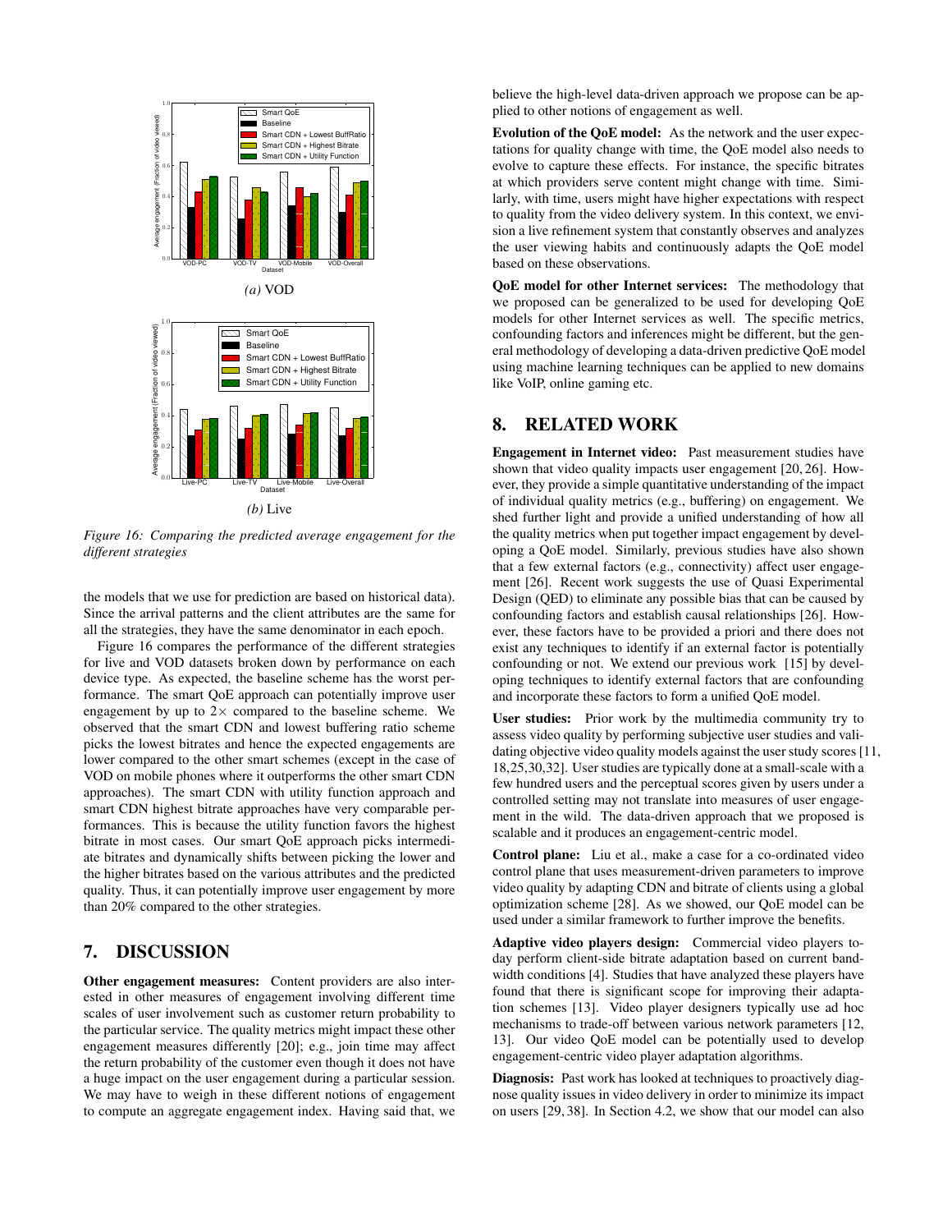*(a)* VOD

*(b)* Live

*Figure 16: Comparing the predicted average engagement for the different strategies*

the models that we use for prediction are based on historical data). Since the arrival patterns and the client attributes are the same for all the strategies, they have the same denominator in each epoch.

Figure 16 compares the performance of the different strategies for live and VOD datasets broken down by performance on each device type. As expected, the baseline scheme has the worst performance. The smart QoE approach can potentially improve user engagement by up to $2\times$ compared to the baseline scheme. We observed that the smart CDN and lowest buffering ratio scheme picks the lowest bitrates and hence the expected engagements are lower compared to the other smart schemes (except in the case of VOD on mobile phones where it outperforms the other smart CDN approaches). The smart CDN with utility function approach and smart CDN highest bitrate approaches have very comparable performances. This is because the utility function favors the highest bitrate in most cases. Our smart QoE approach picks intermediate bitrates and dynamically shifts between picking the lower and the higher bitrates based on the various attributes and the predicted quality. Thus, it can potentially improve user engagement by more than 20% compared to the other strategies.

## 7. DISCUSSION

**Other engagement measures:** Content providers are also interested in other measures of engagement involving different time scales of user involvement such as customer return probability to the particular service. The quality metrics might impact these other engagement measures differently [20]; e.g., join time may affect the return probability of the customer even though it does not have a huge impact on the user engagement during a particular session. We may have to weigh in these different notions of engagement to compute an aggregate engagement index. Having said that, we believe the high-level data-driven approach we propose can be applied to other notions of engagement as well.

**Evolution of the QoE model:** As the network and the user expectations for quality change with time, the QoE model also needs to evolve to capture these effects. For instance, the specific bitrates at which providers serve content might change with time. Similarly, with time, users might have higher expectations with respect to quality from the video delivery system. In this context, we envision a live refinement system that constantly observes and analyzes the user viewing habits and continuously adapts the QoE model based on these observations.

**QoE model for other Internet services:** The methodology that we proposed can be generalized to be used for developing QoE models for other Internet services as well. The specific metrics, confounding factors and inferences might be different, but the general methodology of developing a data-driven predictive QoE model using machine learning techniques can be applied to new domains like VoIP, online gaming etc.

## 8. RELATED WORK

**Engagement in Internet video:** Past measurement studies have shown that video quality impacts user engagement [20, 26]. However, they provide a simple quantitative understanding of the impact of individual quality metrics (e.g., buffering) on engagement. We shed further light and provide a unified understanding of how all the quality metrics when put together impact engagement by developing a QoE model. Similarly, previous studies have also shown that a few external factors (e.g., connectivity) affect user engagement [26]. Recent work suggests the use of Quasi Experimental Design (QED) to eliminate any possible bias that can be caused by confounding factors and establish causal relationships [26]. However, these factors have to be provided a priori and there does not exist any techniques to identify if an external factor is potentially confounding or not. We extend our previous work [15] by developing techniques to identify external factors that are confounding and incorporate these factors to form a unified QoE model.

**User studies:** Prior work by the multimedia community try to assess video quality by performing subjective user studies and validating objective video quality models against the user study scores [11, 18,25,30,32]. User studies are typically done at a small-scale with a few hundred users and the perceptual scores given by users under a controlled setting may not translate into measures of user engagement in the wild. The data-driven approach that we proposed is scalable and it produces an engagement-centric model.

**Control plane:** Liu et al., make a case for a co-ordinated video control plane that uses measurement-driven parameters to improve video quality by adapting CDN and bitrate of clients using a global optimization scheme [28]. As we showed, our QoE model can be used under a similar framework to further improve the benefits.

**Adaptive video players design:** Commercial video players today perform client-side bitrate adaptation based on current bandwidth conditions [4]. Studies that have analyzed these players have found that there is significant scope for improving their adaptation schemes [13]. Video player designers typically use ad hoc mechanisms to trade-off between various network parameters [12, 13]. Our video QoE model can be potentially used to develop engagement-centric video player adaptation algorithms.

**Diagnosis:** Past work has looked at techniques to proactively diagnose quality issues in video delivery in order to minimize its impact on users [29, 38]. In Section 4.2, we show that our model can also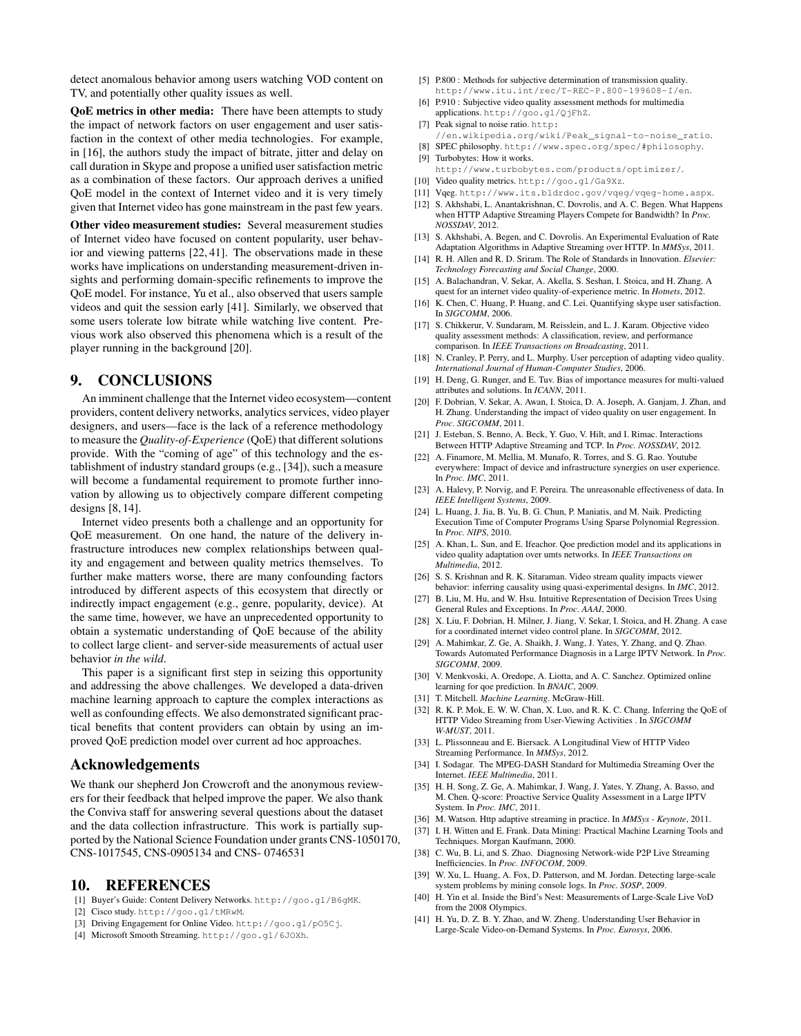detect anomalous behavior among users watching VOD content on TV, and potentially other quality issues as well.

**QoE metrics in other media:** There have been attempts to study the impact of network factors on user engagement and user satisfaction in the context of other media technologies. For example, in [16], the authors study the impact of bitrate, jitter and delay on call duration in Skype and propose a unified user satisfaction metric as a combination of these factors. Our approach derives a unified QoE model in the context of Internet video and it is very timely given that Internet video has gone mainstream in the past few years.

**Other video measurement studies:** Several measurement studies of Internet video have focused on content popularity, user behavior and viewing patterns [22, 41]. The observations made in these works have implications on understanding measurement-driven insights and performing domain-specific refinements to improve the QoE model. For instance, Yu et al., also observed that users sample videos and quit the session early [41]. Similarly, we observed that some users tolerate low bitrate while watching live content. Previous work also observed this phenomena which is a result of the player running in the background [20].

# 9. CONCLUSIONS

An imminent challenge that the Internet video ecosystem—content providers, content delivery networks, analytics services, video player designers, and users—face is the lack of a reference methodology to measure the *Quality-of-Experience* (QoE) that different solutions provide. With the "coming of age" of this technology and the establishment of industry standard groups (e.g., [34]), such a measure will become a fundamental requirement to promote further innovation by allowing us to objectively compare different competing designs [8, 14].

Internet video presents both a challenge and an opportunity for QoE measurement. On one hand, the nature of the delivery infrastructure introduces new complex relationships between quality and engagement and between quality metrics themselves. To further make matters worse, there are many confounding factors introduced by different aspects of this ecosystem that directly or indirectly impact engagement (e.g., genre, popularity, device). At the same time, however, we have an unprecedented opportunity to obtain a systematic understanding of QoE because of the ability to collect large client- and server-side measurements of actual user behavior *in the wild*.

This paper is a significant first step in seizing this opportunity and addressing the above challenges. We developed a data-driven machine learning approach to capture the complex interactions as well as confounding effects. We also demonstrated significant practical benefits that content providers can obtain by using an improved QoE prediction model over current ad hoc approaches.

## Acknowledgements

We thank our shepherd Jon Crowcroft and the anonymous reviewers for their feedback that helped improve the paper. We also thank the Conviva staff for answering several questions about the dataset and the data collection infrastructure. This work is partially supported by the National Science Foundation under grants CNS-1050170, CNS-1017545, CNS-0905134 and CNS- 0746531

# 10. REFERENCES

[1] Buyer's Guide: Content Delivery Networks. http://goo.gl/B6gMK.

[2] Cisco study. http://goo.gl/tMRwM.

[3] Driving Engagement for Online Video. http://goo.gl/pO5Cj.

[4] Microsoft Smooth Streaming. http://goo.gl/6JOXh.

[5] P.800 : Methods for subjective determination of transmission quality. http://www.itu.int/rec/T-REC-P.800-199608-I/en.

[6] P.910 : Subjective video quality assessment methods for multimedia applications. http://goo.gl/QjFhZ.

[7] Peak signal to noise ratio. http://en.wikipedia.org/wiki/Peak_signal-to-noise_ratio.

[8] SPEC philosophy. http://www.spec.org/spec/#philosophy.

[9] Turbobytes: How it works. http://www.turbobytes.com/products/optimizer/.

[10] Video quality metrics. http://goo.gl/Ga9Xz.

[11] Vqeg. http://www.its.bldrdoc.gov/vqeg/vqeg-home.aspx.

[12] S. Akhshabi, L. Anantakrishnan, C. Dovrolis, and A. C. Begen. What Happens when HTTP Adaptive Streaming Players Compete for Bandwidth? In *Proc. NOSSDAV*, 2012.

[13] S. Akhshabi, A. Begen, and C. Dovrolis. An Experimental Evaluation of Rate Adaptation Algorithms in Adaptive Streaming over HTTP. In *MMSys*, 2011.

[14] R. H. Allen and R. D. Sriram. The Role of Standards in Innovation. *Elsevier: Technology Forecasting and Social Change*, 2000.

[15] A. Balachandran, V. Sekar, A. Akella, S. Seshan, I. Stoica, and H. Zhang. A quest for an internet video quality-of-experience metric. In *Hotnets*, 2012.

[16] K. Chen, C. Huang, P. Huang, and C. Lei. Quantifying skype user satisfaction. In *SIGCOMM*, 2006.

[17] S. Chikkerur, V. Sundaram, M. Reisslein, and L. J. Karam. Objective video quality assessment methods: A classification, review, and performance comparison. In *IEEE Transactions on Broadcasting*, 2011.

[18] N. Cranley, P. Perry, and L. Murphy. User perception of adapting video quality. *International Journal of Human-Computer Studies*, 2006.

[19] H. Deng, G. Runger, and E. Tuv. Bias of importance measures for multi-valued attributes and solutions. In *ICANN*, 2011.

[20] F. Dobrian, V. Sekar, A. Awan, I. Stoica, D. A. Joseph, A. Ganjam, J. Zhan, and H. Zhang. Understanding the impact of video quality on user engagement. In *Proc. SIGCOMM*, 2011.

[21] J. Esteban, S. Benno, A. Beck, Y. Guo, V. Hilt, and I. Rimac. Interactions Between HTTP Adaptive Streaming and TCP. In *Proc. NOSSDAV*, 2012.

[22] A. Finamore, M. Mellia, M. Munafo, R. Torres, and S. G. Rao. Youtube everywhere: Impact of device and infrastructure synergies on user experience. In *Proc. IMC*, 2011.

[23] A. Halevy, P. Norvig, and F. Pereira. The unreasonable effectiveness of data. In *IEEE Intelligent Systems*, 2009.

[24] L. Huang, J. Jia, B. Yu, B. G. Chun, P. Maniatis, and M. Naik. Predicting Execution Time of Computer Programs Using Sparse Polynomial Regression. In *Proc. NIPS*, 2010.

[25] A. Khan, L. Sun, and E. Ifeachor. Qoe prediction model and its applications in video quality adaptation over umts networks. In *IEEE Transactions on Multimedia*, 2012.

[26] S. S. Krishnan and R. K. Sitaraman. Video stream quality impacts viewer behavior: inferring causality using quasi-experimental designs. In *IMC*, 2012.

[27] B. Liu, M. Hu, and W. Hsu. Intuitive Representation of Decision Trees Using General Rules and Exceptions. In *Proc. AAAI*, 2000.

[28] X. Liu, F. Dobrian, H. Milner, J. Jiang, V. Sekar, I. Stoica, and H. Zhang. A case for a coordinated internet video control plane. In *SIGCOMM*, 2012.

[29] A. Mahimkar, Z. Ge, A. Shaikh, J. Wang, J. Yates, Y. Zhang, and Q. Zhao. Towards Automated Performance Diagnosis in a Large IPTV Network. In *Proc. SIGCOMM*, 2009.

[30] V. Menkvoski, A. Oredope, A. Liotta, and A. C. Sanchez. Optimized online learning for qoe prediction. In *BNAIC*, 2009.

[31] T. Mitchell. *Machine Learning*. McGraw-Hill.

[32] R. K. P. Mok, E. W. W. Chan, X. Luo, and R. K. C. Chang. Inferring the QoE of HTTP Video Streaming from User-Viewing Activities . In *SIGCOMM W-MUST*, 2011.

[33] L. Plissonneau and E. Biersack. A Longitudinal View of HTTP Video Streaming Performance. In *MMSys*, 2012.

[34] I. Sodagar. The MPEG-DASH Standard for Multimedia Streaming Over the Internet. *IEEE Multimedia*, 2011.

[35] H. H. Song, Z. Ge, A. Mahimkar, J. Wang, J. Yates, Y. Zhang, A. Basso, and M. Chen. Q-score: Proactive Service Quality Assessment in a Large IPTV System. In *Proc. IMC*, 2011.

[36] M. Watson. Http adaptive streaming in practice. In *MMSys - Keynote*, 2011.

[37] I. H. Witten and E. Frank. Data Mining: Practical Machine Learning Tools and Techniques. Morgan Kaufmann, 2000.

[38] C. Wu, B. Li, and S. Zhao. Diagnosing Network-wide P2P Live Streaming Inefficiencies. In *Proc. INFOCOM*, 2009.

[39] W. Xu, L. Huang, A. Fox, D. Patterson, and M. Jordan. Detecting large-scale system problems by mining console logs. In *Proc. SOSP*, 2009.

[40] H. Yin et al. Inside the Bird's Nest: Measurements of Large-Scale Live VoD from the 2008 Olympics.

[41] H. Yu, D. Z. B. Y. Zhao, and W. Zheng. Understanding User Behavior in Large-Scale Video-on-Demand Systems. In *Proc. Eurosys*, 2006.